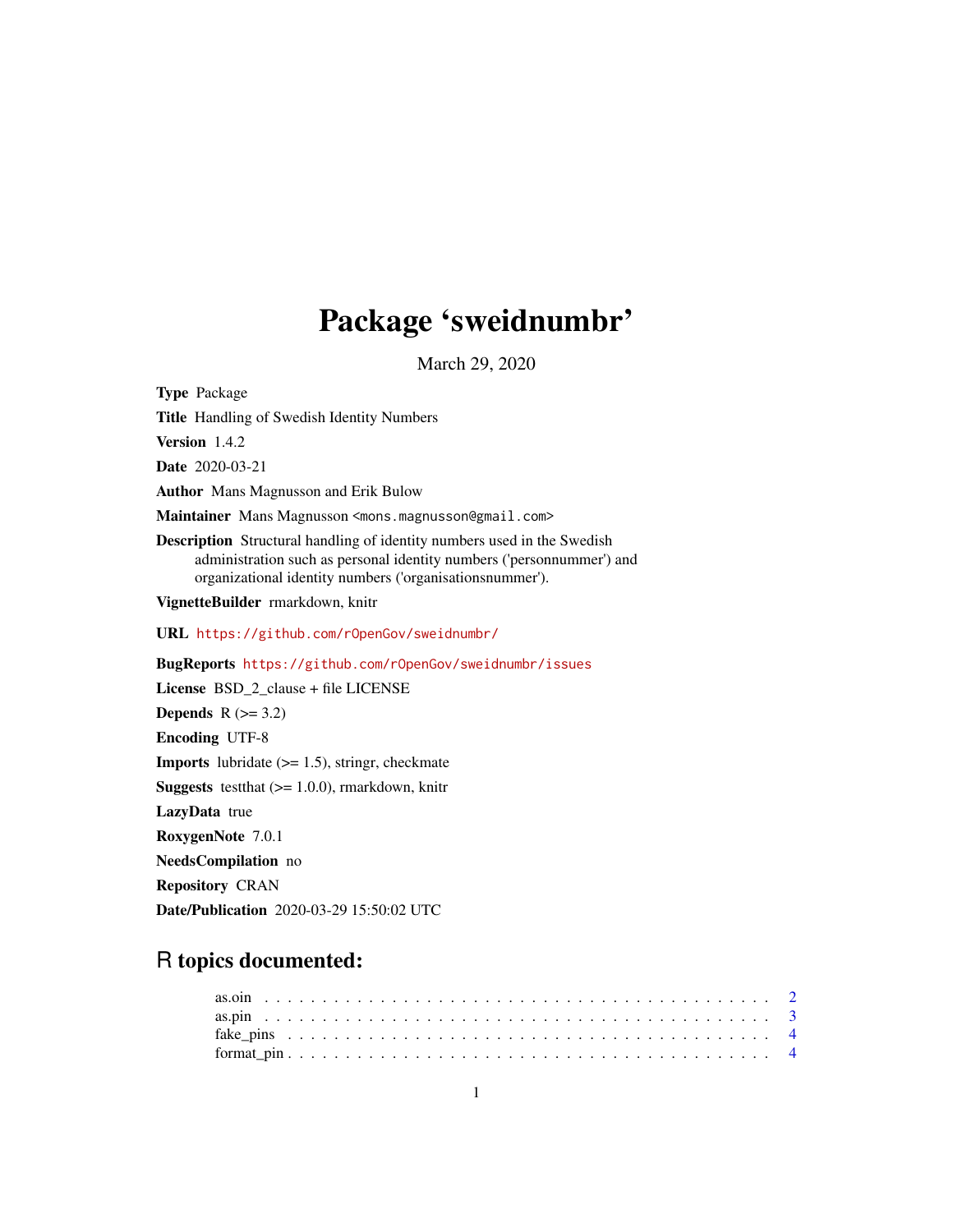# Package 'sweidnumbr'

March 29, 2020

**Type** Package

**Title** Handling of Swedish Identity Numbers

**Version** 1.4.2

**Date** 2020-03-21

**Author** Mans Magnusson and Erik Bulow

**Maintainer** Mans Magnusson <mons.magnusson@gmail.com>

**Description** Structural handling of identity numbers used in the Swedish administration such as personal identity numbers ('personnummer') and organizational identity numbers ('organisationsnummer').

**VignetteBuilder** rmarkdown, knitr

**URL** https://github.com/rOpenGov/sweidnumbr/

**BugReports** https://github.com/rOpenGov/sweidnumbr/issues

**License** BSD_2_clause + file LICENSE

**Depends** R (>= 3.2)

**Encoding** UTF-8

**Imports** lubridate (>= 1.5), stringr, checkmate

**Suggests** testthat (>= 1.0.0), rmarkdown, knitr

**LazyData** true

**RoxygenNote** 7.0.1

**NeedsCompilation** no

**Repository** CRAN

**Date/Publication** 2020-03-29 15:50:02 UTC

## R topics documented:

as.oin . . . . . . . . . . . . . . . . . . . . . . . . . . . . . . . . . . . . . . . . . . 2
as.pin . . . . . . . . . . . . . . . . . . . . . . . . . . . . . . . . . . . . . . . . . . 3
fake_pins . . . . . . . . . . . . . . . . . . . . . . . . . . . . . . . . . . . . . . . . 4
format_pin . . . . . . . . . . . . . . . . . . . . . . . . . . . . . . . . . . . . . . . 4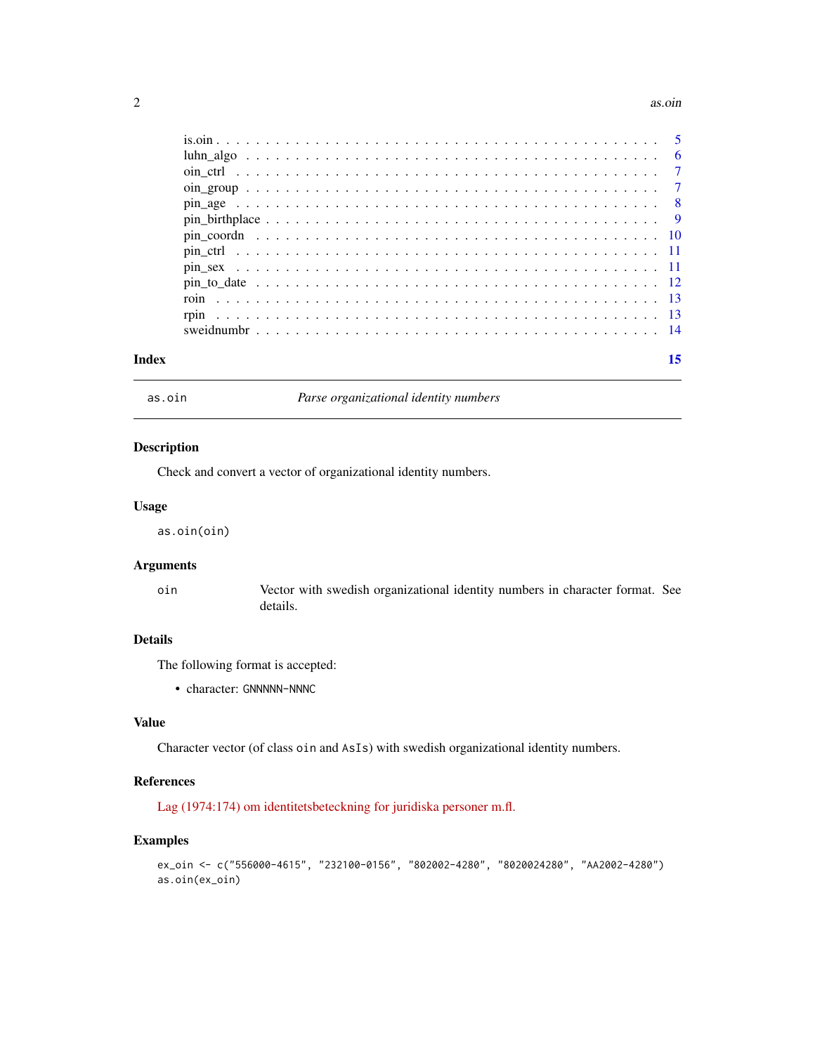is.oin . . . . . . . . . . . . . . . . . . . . . . . . . . . . . . . . . . . . . . . . . . 5
luhn_algo . . . . . . . . . . . . . . . . . . . . . . . . . . . . . . . . . . . . . . . . 6
oin_ctrl . . . . . . . . . . . . . . . . . . . . . . . . . . . . . . . . . . . . . . . . . 7
oin_group . . . . . . . . . . . . . . . . . . . . . . . . . . . . . . . . . . . . . . . . 7
pin_age . . . . . . . . . . . . . . . . . . . . . . . . . . . . . . . . . . . . . . . . . 8
pin_birthplace . . . . . . . . . . . . . . . . . . . . . . . . . . . . . . . . . . . . . 9
pin_coordn . . . . . . . . . . . . . . . . . . . . . . . . . . . . . . . . . . . . . . . 10
pin_ctrl . . . . . . . . . . . . . . . . . . . . . . . . . . . . . . . . . . . . . . . . . 11
pin_sex . . . . . . . . . . . . . . . . . . . . . . . . . . . . . . . . . . . . . . . . . 11
pin_to_date . . . . . . . . . . . . . . . . . . . . . . . . . . . . . . . . . . . . . . . 12
roin . . . . . . . . . . . . . . . . . . . . . . . . . . . . . . . . . . . . . . . . . . . 13
rpin . . . . . . . . . . . . . . . . . . . . . . . . . . . . . . . . . . . . . . . . . . . 13
sweidnumbr . . . . . . . . . . . . . . . . . . . . . . . . . . . . . . . . . . . . . . . 14

**Index** 15

---

`as.oin` *Parse organizational identity numbers*

---

## Description

Check and convert a vector of organizational identity numbers.

## Usage

```
as.oin(oin)
```

## Arguments

`oin` Vector with swedish organizational identity numbers in character format. See details.

## Details

The following format is accepted:

- character: `GNNNNN-NNNC`

## Value

Character vector (of class `oin` and `AsIs`) with swedish organizational identity numbers.

## References

Lag (1974:174) om identitetsbeteckning for juridiska personer m.fl.

## Examples

```
ex_oin <- c("556000-4615", "232100-0156", "802002-4280", "8020024280", "AA2002-4280")
as.oin(ex_oin)
```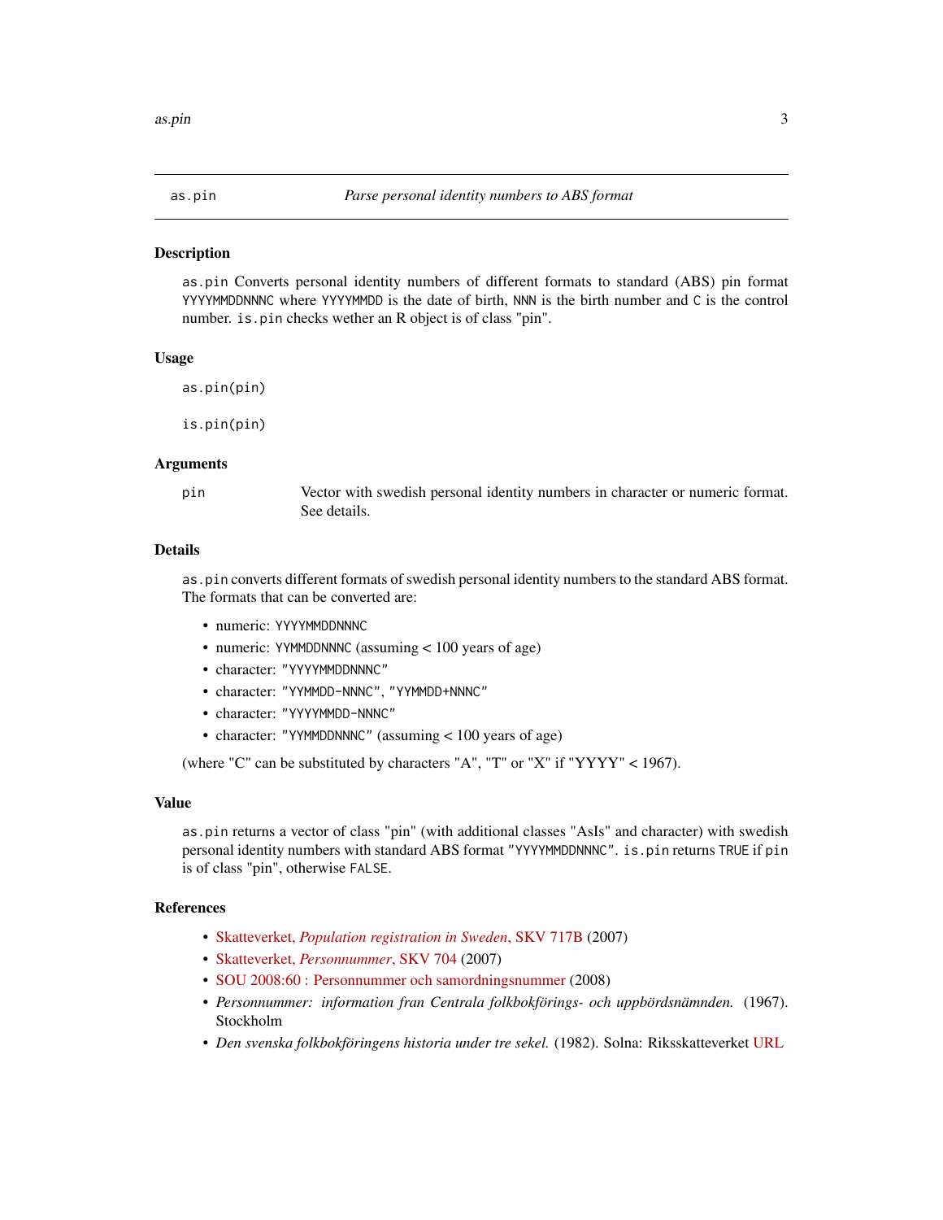## as.pin — *Parse personal identity numbers to ABS format*

### Description

`as.pin` Converts personal identity numbers of different formats to standard (ABS) pin format `YYYYMMDDNNNC` where `YYYYMMDD` is the date of birth, `NNN` is the birth number and `C` is the control number. `is.pin` checks wether an R object is of class "pin".

### Usage

```
as.pin(pin)

is.pin(pin)
```

### Arguments

| | |
|---|---|
| `pin` | Vector with swedish personal identity numbers in character or numeric format. See details. |

### Details

`as.pin` converts different formats of swedish personal identity numbers to the standard ABS format. The formats that can be converted are:

- numeric: `YYYYMMDDNNNC`
- numeric: `YYMMDDNNNC` (assuming < 100 years of age)
- character: `"YYYYMMDDNNNC"`
- character: `"YYMMDD-NNNC"`, `"YYMMDD+NNNC"`
- character: `"YYYYMMDD-NNNC"`
- character: `"YYMMDDNNNC"` (assuming < 100 years of age)

(where "C" can be substituted by characters "A", "T" or "X" if "YYYY" < 1967).

### Value

`as.pin` returns a vector of class "pin" (with additional classes "AsIs" and character) with swedish personal identity numbers with standard ABS format `"YYYYMMDDNNNC"`. `is.pin` returns `TRUE` if `pin` is of class "pin", otherwise `FALSE`.

### References

- Skatteverket, *Population registration in Sweden*, SKV 717B (2007)
- Skatteverket, *Personnummer*, SKV 704 (2007)
- SOU 2008:60 : Personnummer och samordningsnummer (2008)
- *Personnummer: information fran Centrala folkbokförings- och uppbördsnämnden.* (1967). Stockholm
- *Den svenska folkbokföringens historia under tre sekel.* (1982). Solna: Riksskatteverket URL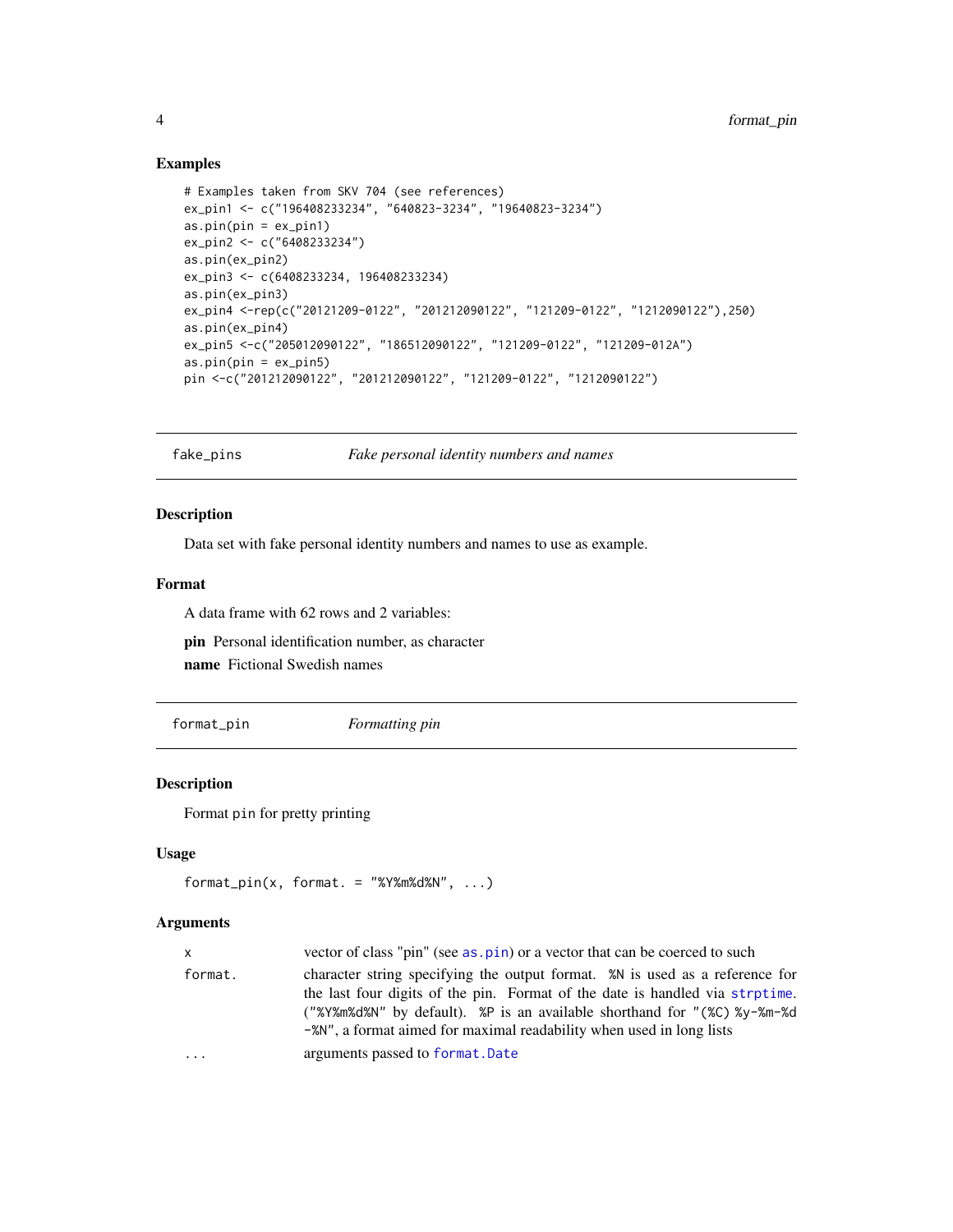### Examples

```
# Examples taken from SKV 704 (see references)
ex_pin1 <- c("196408233234", "640823-3234", "19640823-3234")
as.pin(pin = ex_pin1)
ex_pin2 <- c("6408233234")
as.pin(ex_pin2)
ex_pin3 <- c(6408233234, 196408233234)
as.pin(ex_pin3)
ex_pin4 <-rep(c("20121209-0122", "201212090122", "121209-0122", "1212090122"),250)
as.pin(ex_pin4)
ex_pin5 <-c("205012090122", "186512090122", "121209-0122", "121209-012A")
as.pin(pin = ex_pin5)
pin <-c("201212090122", "201212090122", "121209-0122", "1212090122")
```

---

## fake_pins — *Fake personal identity numbers and names*

### Description

Data set with fake personal identity numbers and names to use as example.

### Format

A data frame with 62 rows and 2 variables:

**pin** Personal identification number, as character

**name** Fictional Swedish names

---

## format_pin — *Formatting pin*

### Description

Format `pin` for pretty printing

### Usage

```
format_pin(x, format. = "%Y%m%d%N", ...)
```

### Arguments

| | |
|---|---|
| `x` | vector of class "pin" (see `as.pin`) or a vector that can be coerced to such |
| `format.` | character string specifying the output format. `%N` is used as a reference for the last four digits of the pin. Format of the date is handled via `strptime`. (`"%Y%m%d%N"` by default). `%P` is an available shorthand for `"(%C) %y-%m-%d -%N"`, a format aimed for maximal readability when used in long lists |
| `...` | arguments passed to `format.Date` |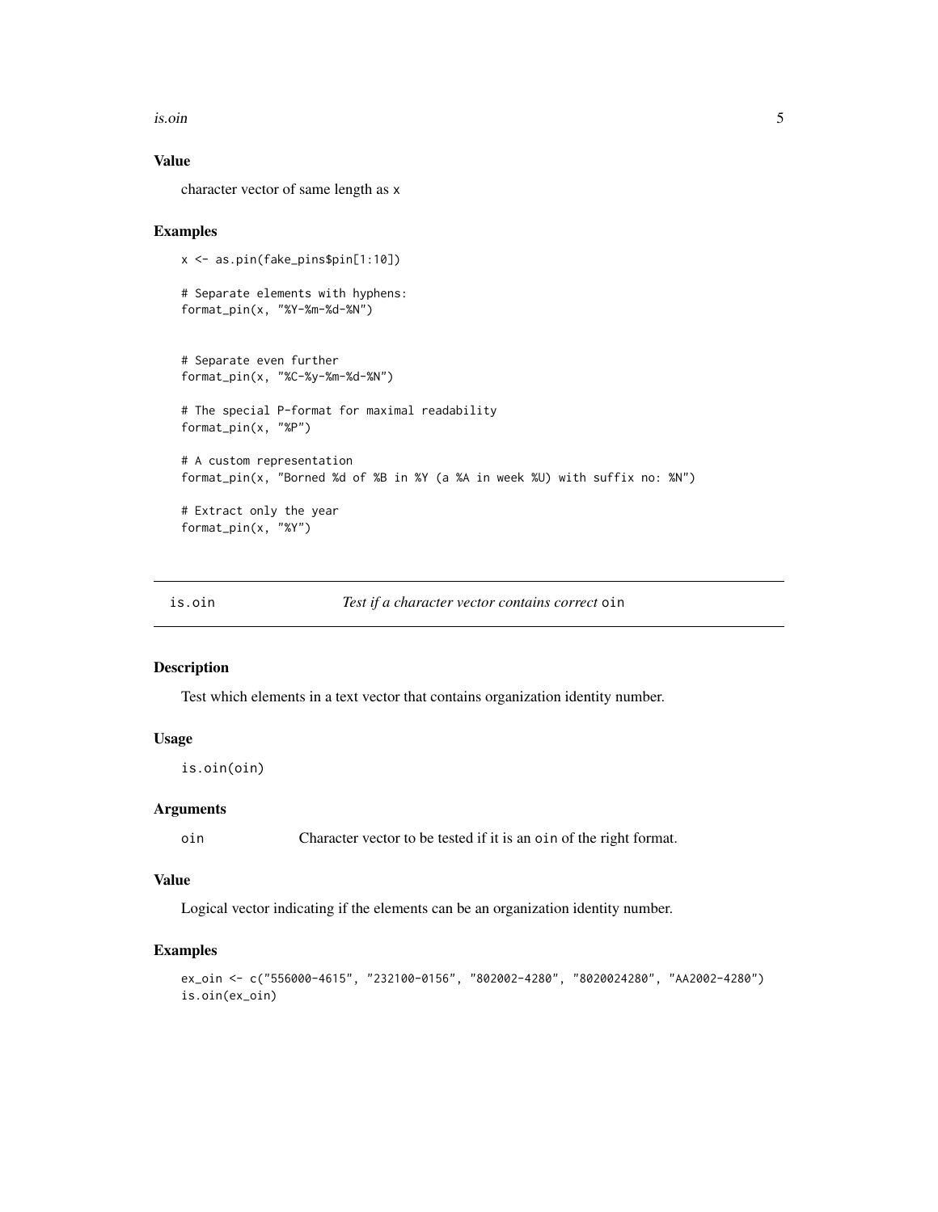### Value

character vector of same length as x

### Examples

```
x <- as.pin(fake_pins$pin[1:10])

# Separate elements with hyphens:
format_pin(x, "%Y-%m-%d-%N")


# Separate even further
format_pin(x, "%C-%y-%m-%d-%N")

# The special P-format for maximal readability
format_pin(x, "%P")

# A custom representation
format_pin(x, "Borned %d of %B in %Y (a %A in week %U) with suffix no: %N")

# Extract only the year
format_pin(x, "%Y")
```

---

## is.oin — *Test if a character vector contains correct* oin

### Description

Test which elements in a text vector that contains organization identity number.

### Usage

```
is.oin(oin)
```

### Arguments

| | |
|---|---|
| oin | Character vector to be tested if it is an oin of the right format. |

### Value

Logical vector indicating if the elements can be an organization identity number.

### Examples

```
ex_oin <- c("556000-4615", "232100-0156", "802002-4280", "8020024280", "AA2002-4280")
is.oin(ex_oin)
```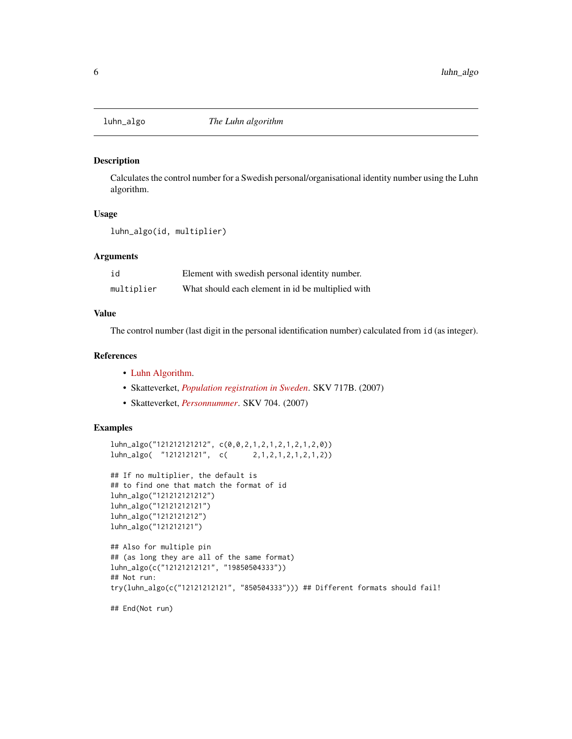# luhn_algo *The Luhn algorithm*

## Description

Calculates the control number for a Swedish personal/organisational identity number using the Luhn algorithm.

## Usage

```
luhn_algo(id, multiplier)
```

## Arguments

| | |
|---|---|
| id | Element with swedish personal identity number. |
| multiplier | What should each element in id be multiplied with |

## Value

The control number (last digit in the personal identification number) calculated from `id` (as integer).

## References

- Luhn Algorithm.
- Skatteverket, *Population registration in Sweden*. SKV 717B. (2007)
- Skatteverket, *Personnummer*. SKV 704. (2007)

## Examples

```
luhn_algo("121212121212", c(0,0,2,1,2,1,2,1,2,1,2,0))
luhn_algo(  "121212121",  c(      2,1,2,1,2,1,2,1,2))

## If no multiplier, the default is
## to find one that match the format of id
luhn_algo("121212121212")
luhn_algo("12121212121")
luhn_algo("1212121212")
luhn_algo("121212121")

## Also for multiple pin
## (as long they are all of the same format)
luhn_algo(c("12121212121", "19850504333"))
## Not run:
try(luhn_algo(c("12121212121", "850504333"))) ## Different formats should fail!

## End(Not run)
```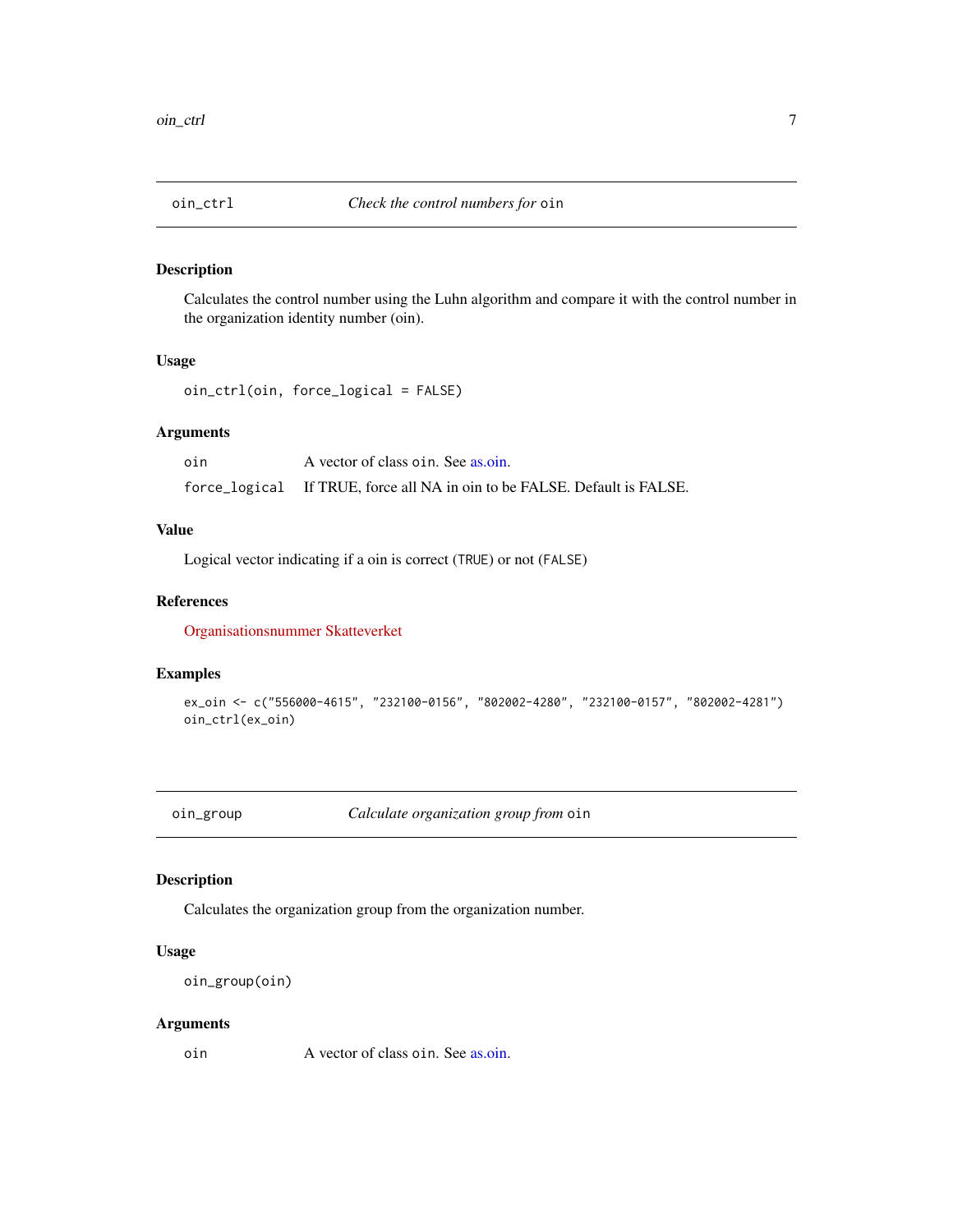## oin_ctrl — *Check the control numbers for* `oin`

### Description

Calculates the control number using the Luhn algorithm and compare it with the control number in the organization identity number (oin).

### Usage

```
oin_ctrl(oin, force_logical = FALSE)
```

### Arguments

| | |
|---|---|
| `oin` | A vector of class `oin`. See as.oin. |
| `force_logical` | If TRUE, force all NA in oin to be FALSE. Default is FALSE. |

### Value

Logical vector indicating if a oin is correct (`TRUE`) or not (`FALSE`)

### References

Organisationsnummer Skatteverket

### Examples

```
ex_oin <- c("556000-4615", "232100-0156", "802002-4280", "232100-0157", "802002-4281")
oin_ctrl(ex_oin)
```

## oin_group — *Calculate organization group from* `oin`

### Description

Calculates the organization group from the organization number.

### Usage

```
oin_group(oin)
```

### Arguments

| | |
|---|---|
| `oin` | A vector of class `oin`. See as.oin. |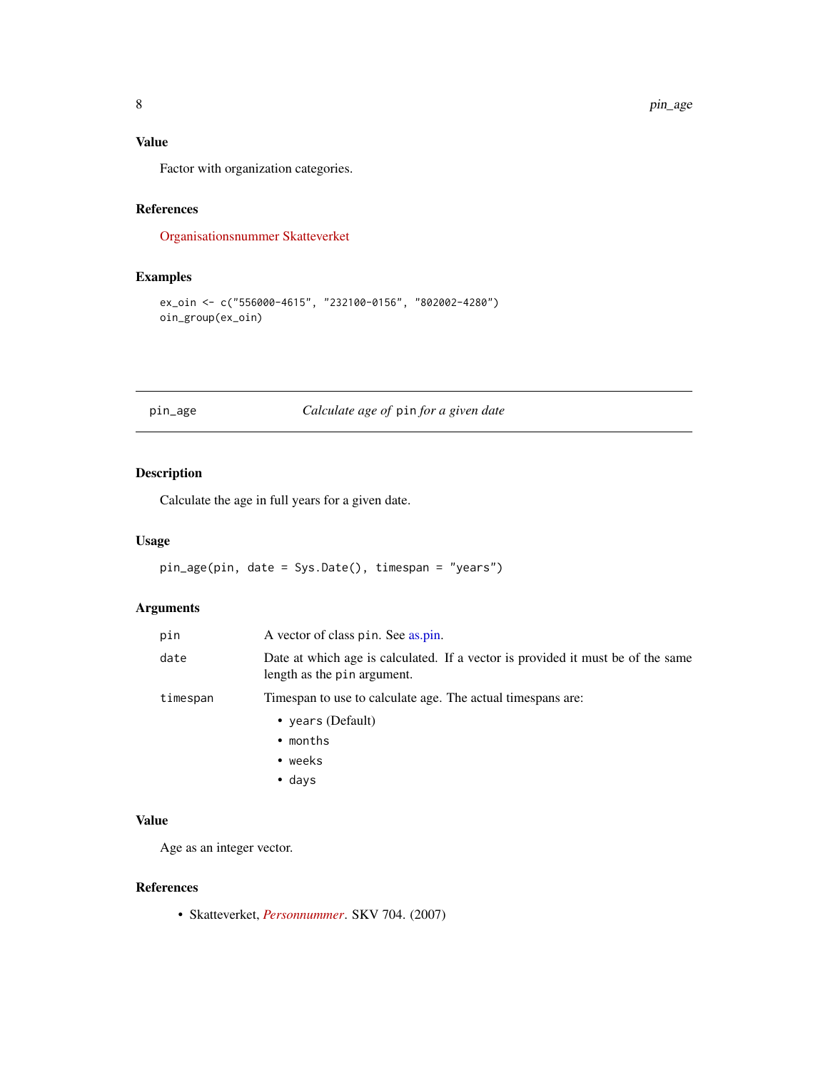### Value

Factor with organization categories.

### References

Organisationsnummer Skatteverket

### Examples

```
ex_oin <- c("556000-4615", "232100-0156", "802002-4280")
oin_group(ex_oin)
```

---

## pin_age — *Calculate age of* `pin` *for a given date*

---

### Description

Calculate the age in full years for a given date.

### Usage

```
pin_age(pin, date = Sys.Date(), timespan = "years")
```

### Arguments

| | |
|---|---|
| `pin` | A vector of class `pin`. See as.pin. |
| `date` | Date at which age is calculated. If a vector is provided it must be of the same length as the `pin` argument. |
| `timespan` | Timespan to use to calculate age. The actual timespans are:<br>• `years` (Default)<br>• `months`<br>• `weeks`<br>• `days` |

### Value

Age as an integer vector.

### References

- Skatteverket, *Personnummer*. SKV 704. (2007)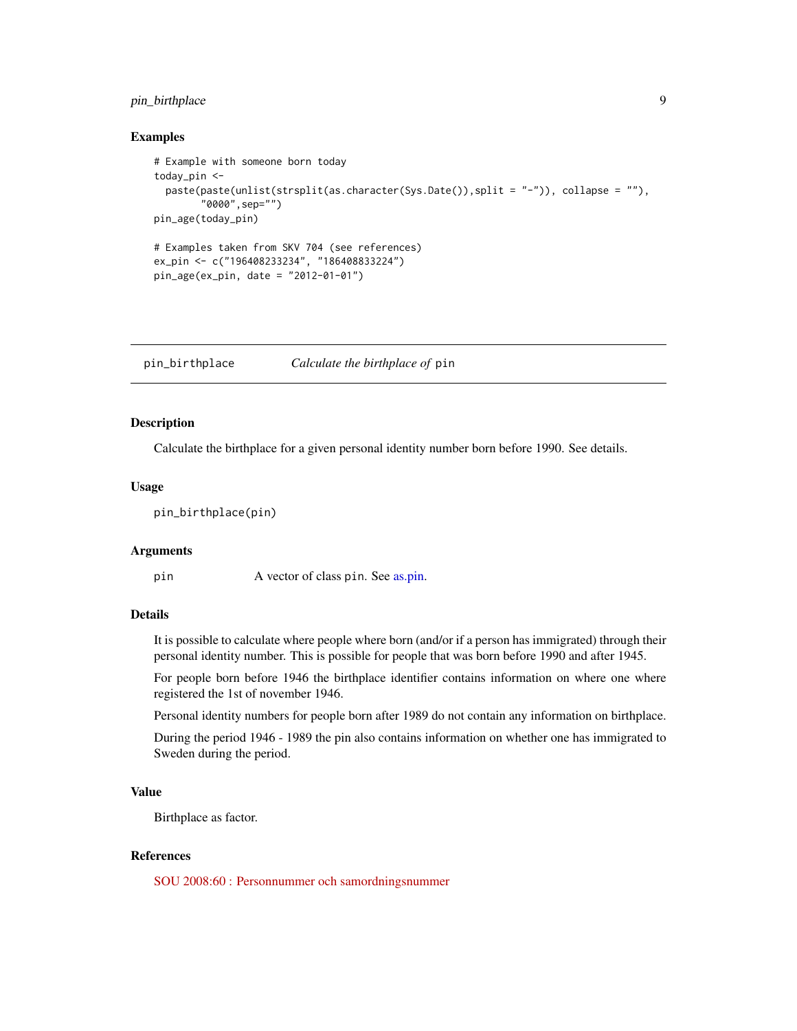## Examples

```
# Example with someone born today
today_pin <-
  paste(paste(unlist(strsplit(as.character(Sys.Date()),split = "-")), collapse = ""),
        "0000",sep="")
pin_age(today_pin)

# Examples taken from SKV 704 (see references)
ex_pin <- c("196408233234", "186408833224")
pin_age(ex_pin, date = "2012-01-01")
```

---

# pin_birthplace *Calculate the birthplace of* `pin`

---

## Description

Calculate the birthplace for a given personal identity number born before 1990. See details.

## Usage

```
pin_birthplace(pin)
```

## Arguments

| | |
|---|---|
| `pin` | A vector of class `pin`. See as.pin. |

## Details

It is possible to calculate where people where born (and/or if a person has immigrated) through their personal identity number. This is possible for people that was born before 1990 and after 1945.

For people born before 1946 the birthplace identifier contains information on where one where registered the 1st of november 1946.

Personal identity numbers for people born after 1989 do not contain any information on birthplace.

During the period 1946 - 1989 the pin also contains information on whether one has immigrated to Sweden during the period.

## Value

Birthplace as factor.

## References

SOU 2008:60 : Personnummer och samordningsnummer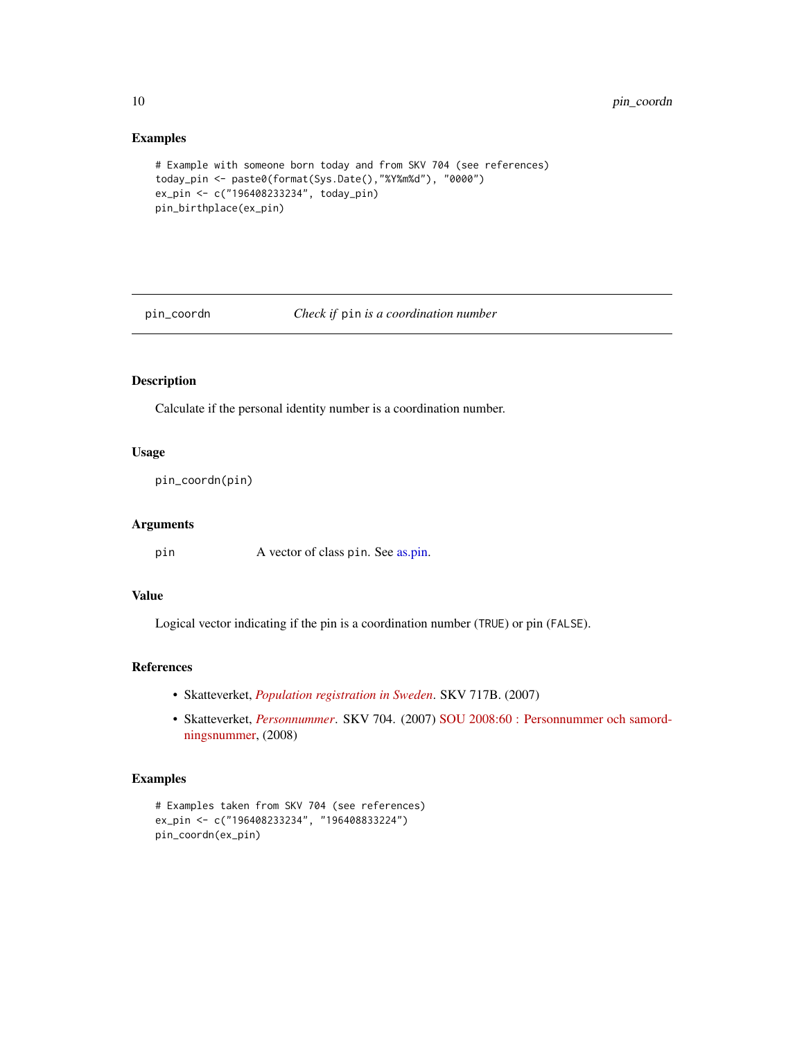## Examples

```
# Example with someone born today and from SKV 704 (see references)
today_pin <- paste0(format(Sys.Date(),"%Y%m%d"), "0000")
ex_pin <- c("196408233234", today_pin)
pin_birthplace(ex_pin)
```

---

# pin_coordn — *Check if* `pin` *is a coordination number*

---

## Description

Calculate if the personal identity number is a coordination number.

## Usage

```
pin_coordn(pin)
```

## Arguments

| | |
|---|---|
| `pin` | A vector of class `pin`. See as.pin. |

## Value

Logical vector indicating if the pin is a coordination number (`TRUE`) or pin (`FALSE`).

## References

- Skatteverket, *Population registration in Sweden*. SKV 717B. (2007)
- Skatteverket, *Personnummer*. SKV 704. (2007) SOU 2008:60 : Personnummer och samordningsnummer, (2008)

## Examples

```
# Examples taken from SKV 704 (see references)
ex_pin <- c("196408233234", "196408833224")
pin_coordn(ex_pin)
```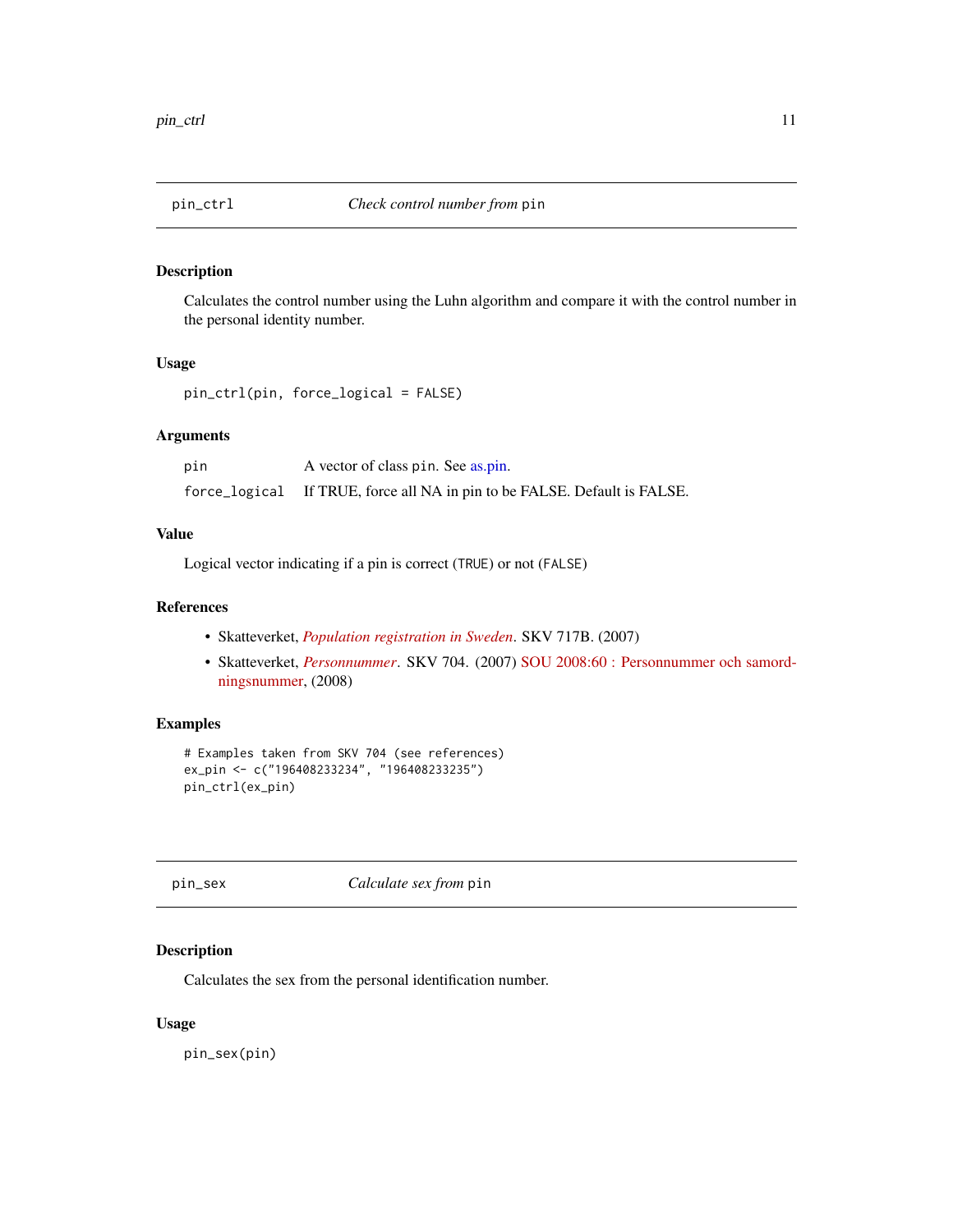## pin_ctrl — *Check control number from* `pin`

### Description

Calculates the control number using the Luhn algorithm and compare it with the control number in the personal identity number.

### Usage

```
pin_ctrl(pin, force_logical = FALSE)
```

### Arguments

| | |
|---|---|
| `pin` | A vector of class `pin`. See as.pin. |
| `force_logical` | If TRUE, force all NA in pin to be FALSE. Default is FALSE. |

### Value

Logical vector indicating if a pin is correct (`TRUE`) or not (`FALSE`)

### References

- Skatteverket, *Population registration in Sweden*. SKV 717B. (2007)
- Skatteverket, *Personnummer*. SKV 704. (2007) SOU 2008:60 : Personnummer och samordningsnummer, (2008)

### Examples

```
# Examples taken from SKV 704 (see references)
ex_pin <- c("196408233234", "196408233235")
pin_ctrl(ex_pin)
```

## pin_sex — *Calculate sex from* `pin`

### Description

Calculates the sex from the personal identification number.

### Usage

```
pin_sex(pin)
```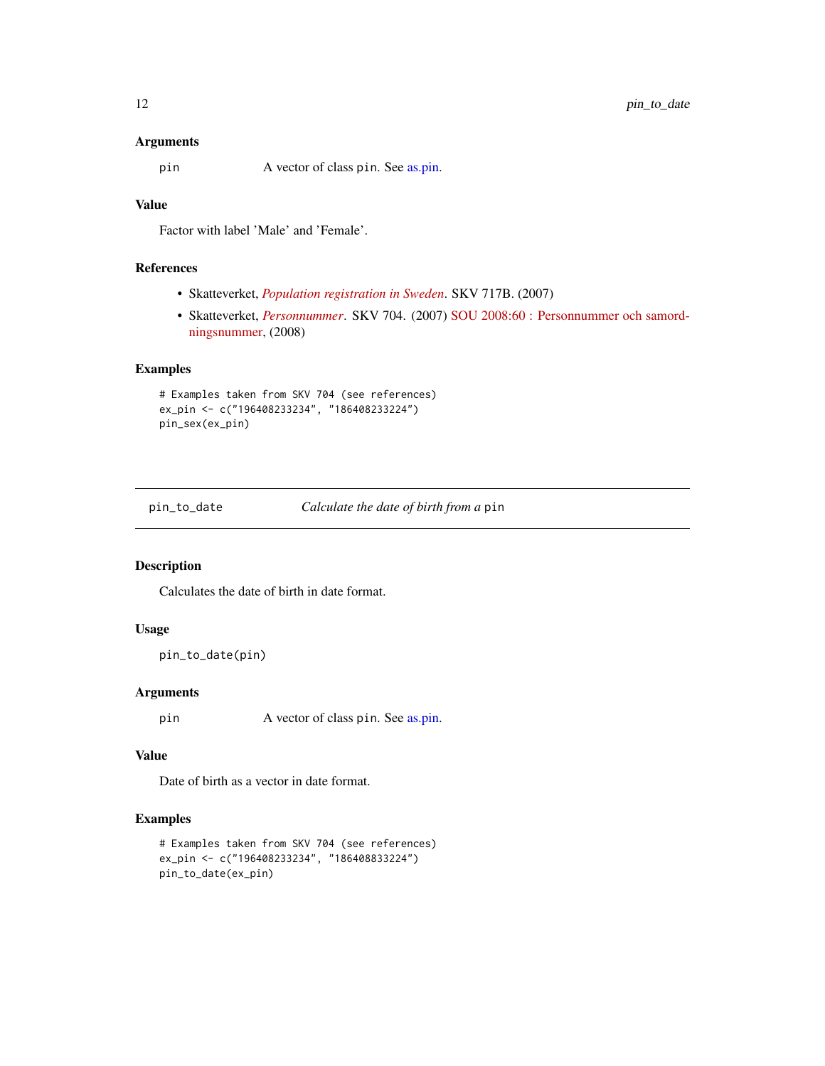### Arguments

pin A vector of class `pin`. See as.pin.

### Value

Factor with label 'Male' and 'Female'.

### References

- Skatteverket, *Population registration in Sweden*. SKV 717B. (2007)
- Skatteverket, *Personnummer*. SKV 704. (2007) SOU 2008:60 : Personnummer och samordningsnummer, (2008)

### Examples

```
# Examples taken from SKV 704 (see references)
ex_pin <- c("196408233234", "186408233224")
pin_sex(ex_pin)
```

---

## pin_to_date *Calculate the date of birth from a* `pin`

---

### Description

Calculates the date of birth in date format.

### Usage

```
pin_to_date(pin)
```

### Arguments

pin A vector of class `pin`. See as.pin.

### Value

Date of birth as a vector in date format.

### Examples

```
# Examples taken from SKV 704 (see references)
ex_pin <- c("196408233234", "186408833224")
pin_to_date(ex_pin)
```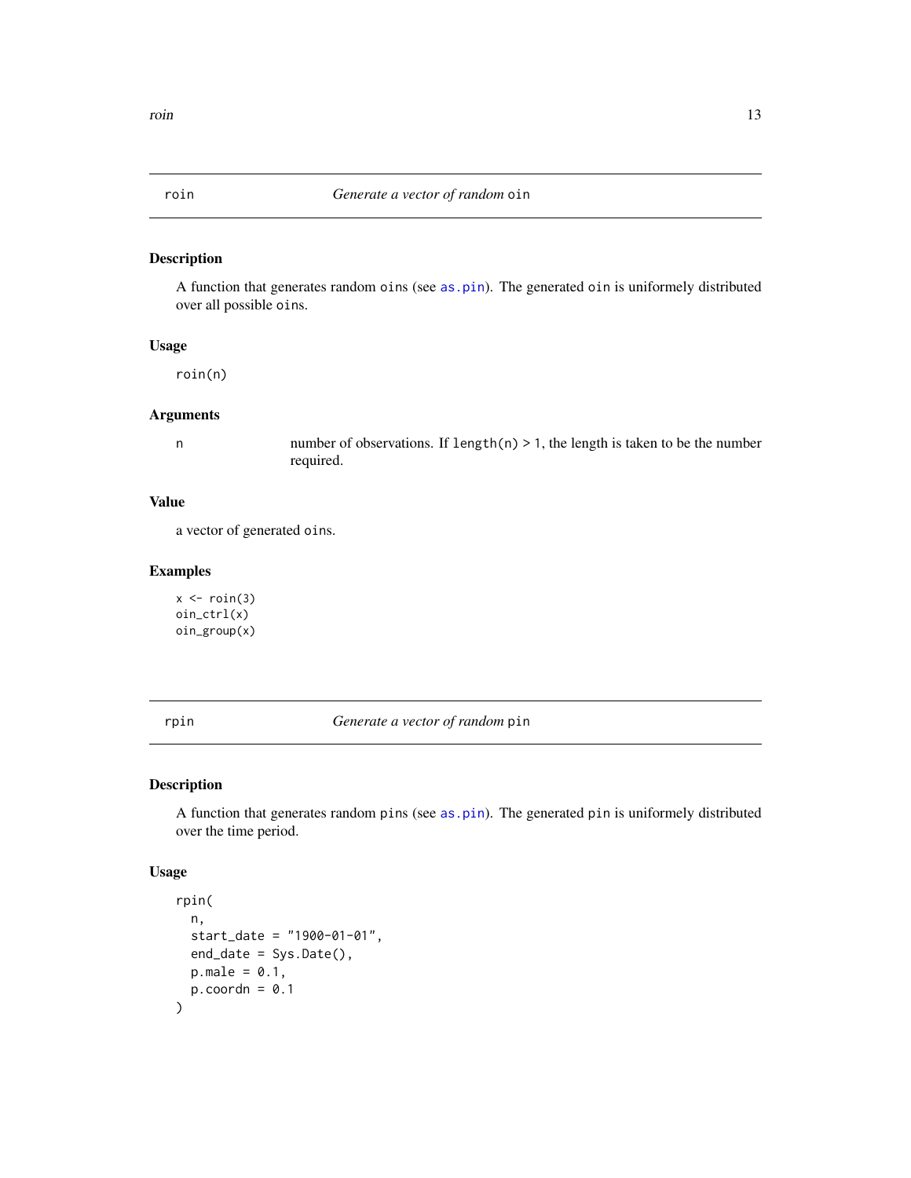## roin — *Generate a vector of random* `oin`

### Description

A function that generates random `oin`s (see `as.pin`). The generated `oin` is uniformely distributed over all possible `oin`s.

### Usage

```
roin(n)
```

### Arguments

| | |
|---|---|
| `n` | number of observations. If `length(n) > 1`, the length is taken to be the number required. |

### Value

a vector of generated `oin`s.

### Examples

```
x <- roin(3)
oin_ctrl(x)
oin_group(x)
```

## rpin — *Generate a vector of random* `pin`

### Description

A function that generates random `pin`s (see `as.pin`). The generated `pin` is uniformely distributed over the time period.

### Usage

```
rpin(
  n,
  start_date = "1900-01-01",
  end_date = Sys.Date(),
  p.male = 0.1,
  p.coordn = 0.1
)
```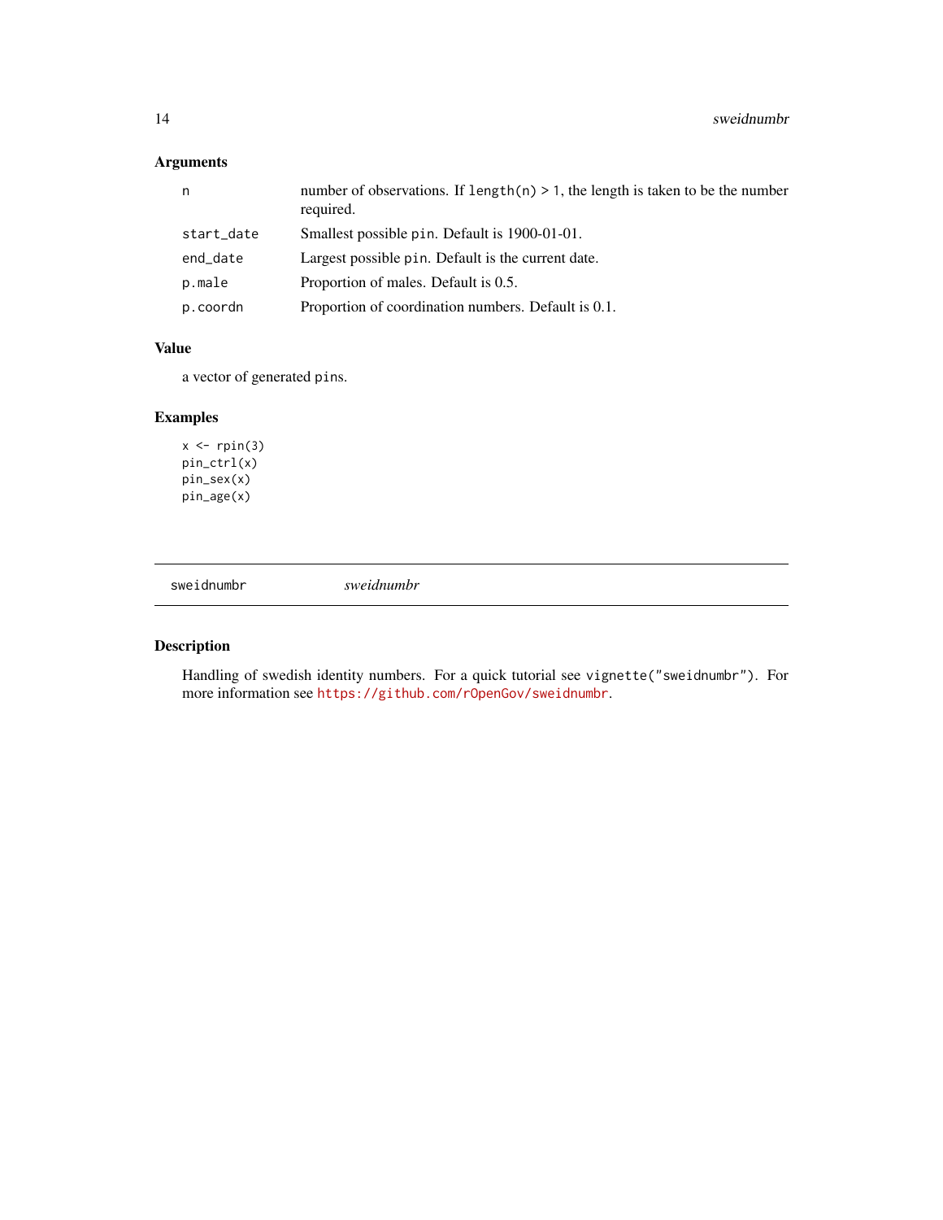### Arguments

| | |
|---|---|
| n | number of observations. If `length(n) > 1`, the length is taken to be the number required. |
| start_date | Smallest possible `pin`. Default is 1900-01-01. |
| end_date | Largest possible `pin`. Default is the current date. |
| p.male | Proportion of males. Default is 0.5. |
| p.coordn | Proportion of coordination numbers. Default is 0.1. |

### Value

a vector of generated `pins`.

### Examples

```
x <- rpin(3)
pin_ctrl(x)
pin_sex(x)
pin_age(x)
```

---

## sweidnumbr &nbsp;&nbsp;&nbsp; *sweidnumbr*

### Description

Handling of swedish identity numbers. For a quick tutorial see `vignette("sweidnumbr")`. For more information see https://github.com/rOpenGov/sweidnumbr.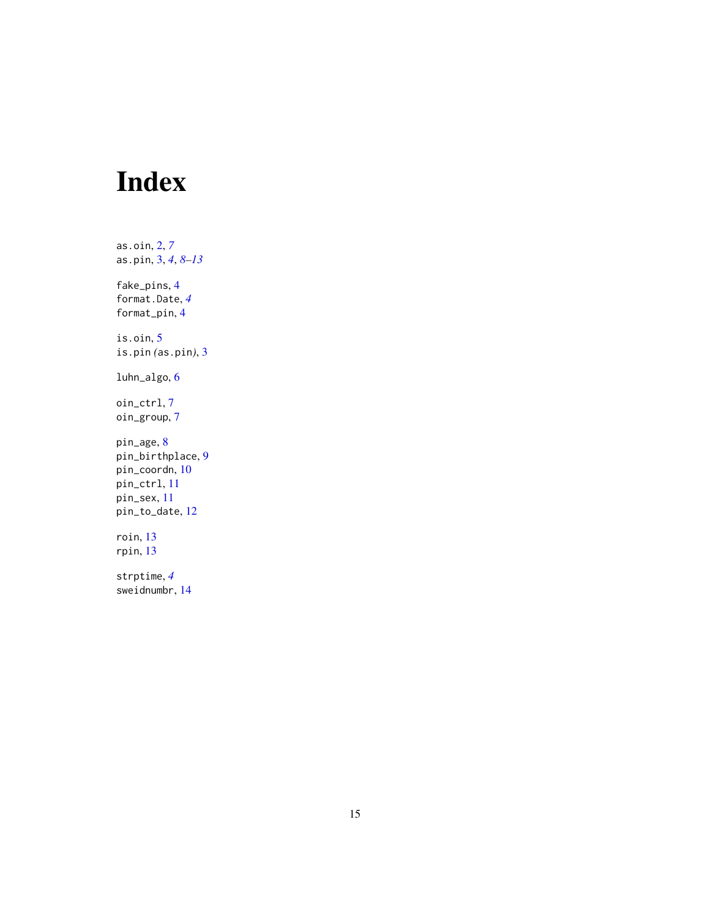# Index

as.oin, 2, *7*
as.pin, 3, *4*, *8–13*

fake_pins, 4
format.Date, *4*
format_pin, 4

is.oin, 5
is.pin *(*as.pin*)*, 3

luhn_algo, 6

oin_ctrl, 7
oin_group, 7

pin_age, 8
pin_birthplace, 9
pin_coordn, 10
pin_ctrl, 11
pin_sex, 11
pin_to_date, 12

roin, 13
rpin, 13

strptime, *4*
sweidnumbr, 14